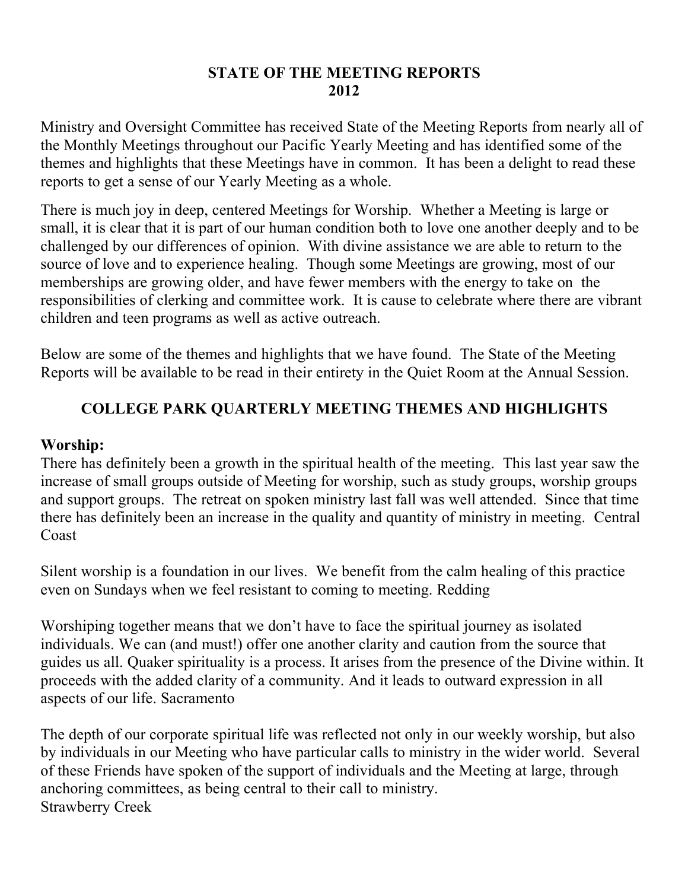# STATE OF THE MEETING REPORTS
# 2012

Ministry and Oversight Committee has received State of the Meeting Reports from nearly all of the Monthly Meetings throughout our Pacific Yearly Meeting and has identified some of the themes and highlights that these Meetings have in common. It has been a delight to read these reports to get a sense of our Yearly Meeting as a whole.

There is much joy in deep, centered Meetings for Worship. Whether a Meeting is large or small, it is clear that it is part of our human condition both to love one another deeply and to be challenged by our differences of opinion. With divine assistance we are able to return to the source of love and to experience healing. Though some Meetings are growing, most of our memberships are growing older, and have fewer members with the energy to take on the responsibilities of clerking and committee work. It is cause to celebrate where there are vibrant children and teen programs as well as active outreach.

Below are some of the themes and highlights that we have found. The State of the Meeting Reports will be available to be read in their entirety in the Quiet Room at the Annual Session.

## COLLEGE PARK QUARTERLY MEETING THEMES AND HIGHLIGHTS

**Worship:**

There has definitely been a growth in the spiritual health of the meeting. This last year saw the increase of small groups outside of Meeting for worship, such as study groups, worship groups and support groups. The retreat on spoken ministry last fall was well attended. Since that time there has definitely been an increase in the quality and quantity of ministry in meeting. Central Coast

Silent worship is a foundation in our lives. We benefit from the calm healing of this practice even on Sundays when we feel resistant to coming to meeting. Redding

Worshiping together means that we don't have to face the spiritual journey as isolated individuals. We can (and must!) offer one another clarity and caution from the source that guides us all. Quaker spirituality is a process. It arises from the presence of the Divine within. It proceeds with the added clarity of a community. And it leads to outward expression in all aspects of our life. Sacramento

The depth of our corporate spiritual life was reflected not only in our weekly worship, but also by individuals in our Meeting who have particular calls to ministry in the wider world. Several of these Friends have spoken of the support of individuals and the Meeting at large, through anchoring committees, as being central to their call to ministry.
Strawberry Creek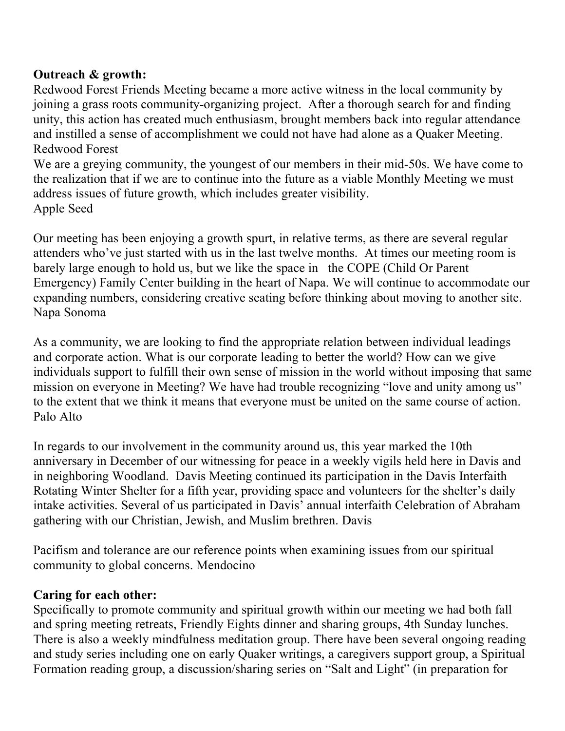**Outreach & growth:**

Redwood Forest Friends Meeting became a more active witness in the local community by joining a grass roots community-organizing project. After a thorough search for and finding unity, this action has created much enthusiasm, brought members back into regular attendance and instilled a sense of accomplishment we could not have had alone as a Quaker Meeting. Redwood Forest

We are a greying community, the youngest of our members in their mid-50s. We have come to the realization that if we are to continue into the future as a viable Monthly Meeting we must address issues of future growth, which includes greater visibility. Apple Seed

Our meeting has been enjoying a growth spurt, in relative terms, as there are several regular attenders who've just started with us in the last twelve months. At times our meeting room is barely large enough to hold us, but we like the space in the COPE (Child Or Parent Emergency) Family Center building in the heart of Napa. We will continue to accommodate our expanding numbers, considering creative seating before thinking about moving to another site. Napa Sonoma

As a community, we are looking to find the appropriate relation between individual leadings and corporate action. What is our corporate leading to better the world? How can we give individuals support to fulfill their own sense of mission in the world without imposing that same mission on everyone in Meeting? We have had trouble recognizing "love and unity among us" to the extent that we think it means that everyone must be united on the same course of action. Palo Alto

In regards to our involvement in the community around us, this year marked the 10th anniversary in December of our witnessing for peace in a weekly vigils held here in Davis and in neighboring Woodland. Davis Meeting continued its participation in the Davis Interfaith Rotating Winter Shelter for a fifth year, providing space and volunteers for the shelter's daily intake activities. Several of us participated in Davis' annual interfaith Celebration of Abraham gathering with our Christian, Jewish, and Muslim brethren. Davis

Pacifism and tolerance are our reference points when examining issues from our spiritual community to global concerns. Mendocino

**Caring for each other:**

Specifically to promote community and spiritual growth within our meeting we had both fall and spring meeting retreats, Friendly Eights dinner and sharing groups, 4th Sunday lunches. There is also a weekly mindfulness meditation group. There have been several ongoing reading and study series including one on early Quaker writings, a caregivers support group, a Spiritual Formation reading group, a discussion/sharing series on "Salt and Light" (in preparation for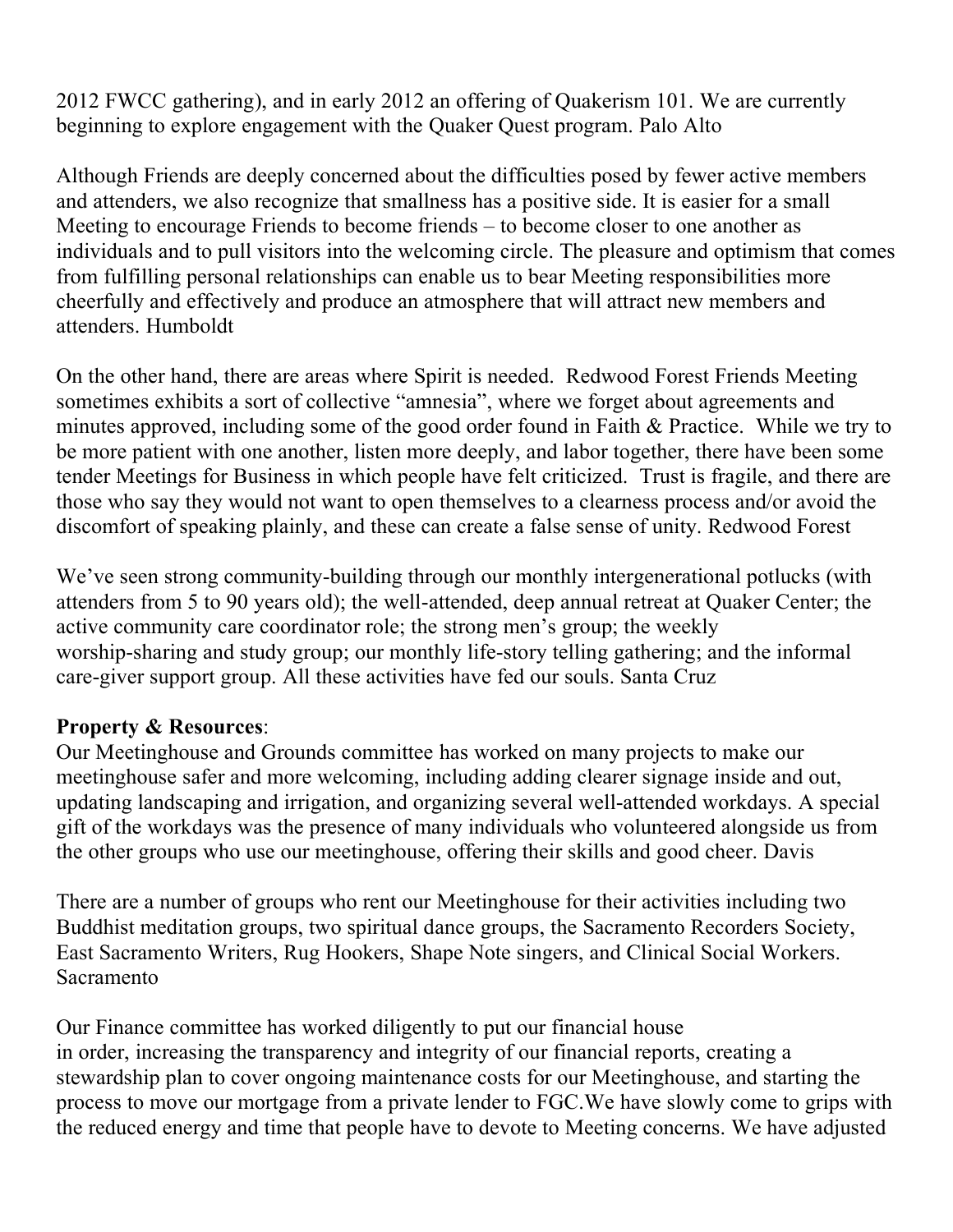2012 FWCC gathering), and in early 2012 an offering of Quakerism 101. We are currently beginning to explore engagement with the Quaker Quest program. Palo Alto

Although Friends are deeply concerned about the difficulties posed by fewer active members and attenders, we also recognize that smallness has a positive side. It is easier for a small Meeting to encourage Friends to become friends – to become closer to one another as individuals and to pull visitors into the welcoming circle. The pleasure and optimism that comes from fulfilling personal relationships can enable us to bear Meeting responsibilities more cheerfully and effectively and produce an atmosphere that will attract new members and attenders. Humboldt

On the other hand, there are areas where Spirit is needed. Redwood Forest Friends Meeting sometimes exhibits a sort of collective "amnesia", where we forget about agreements and minutes approved, including some of the good order found in Faith & Practice. While we try to be more patient with one another, listen more deeply, and labor together, there have been some tender Meetings for Business in which people have felt criticized. Trust is fragile, and there are those who say they would not want to open themselves to a clearness process and/or avoid the discomfort of speaking plainly, and these can create a false sense of unity. Redwood Forest

We've seen strong community-building through our monthly intergenerational potlucks (with attenders from 5 to 90 years old); the well-attended, deep annual retreat at Quaker Center; the active community care coordinator role; the strong men's group; the weekly worship-sharing and study group; our monthly life-story telling gathering; and the informal care-giver support group. All these activities have fed our souls. Santa Cruz

**Property & Resources**:

Our Meetinghouse and Grounds committee has worked on many projects to make our meetinghouse safer and more welcoming, including adding clearer signage inside and out, updating landscaping and irrigation, and organizing several well-attended workdays. A special gift of the workdays was the presence of many individuals who volunteered alongside us from the other groups who use our meetinghouse, offering their skills and good cheer. Davis

There are a number of groups who rent our Meetinghouse for their activities including two Buddhist meditation groups, two spiritual dance groups, the Sacramento Recorders Society, East Sacramento Writers, Rug Hookers, Shape Note singers, and Clinical Social Workers. Sacramento

Our Finance committee has worked diligently to put our financial house in order, increasing the transparency and integrity of our financial reports, creating a stewardship plan to cover ongoing maintenance costs for our Meetinghouse, and starting the process to move our mortgage from a private lender to FGC.We have slowly come to grips with the reduced energy and time that people have to devote to Meeting concerns. We have adjusted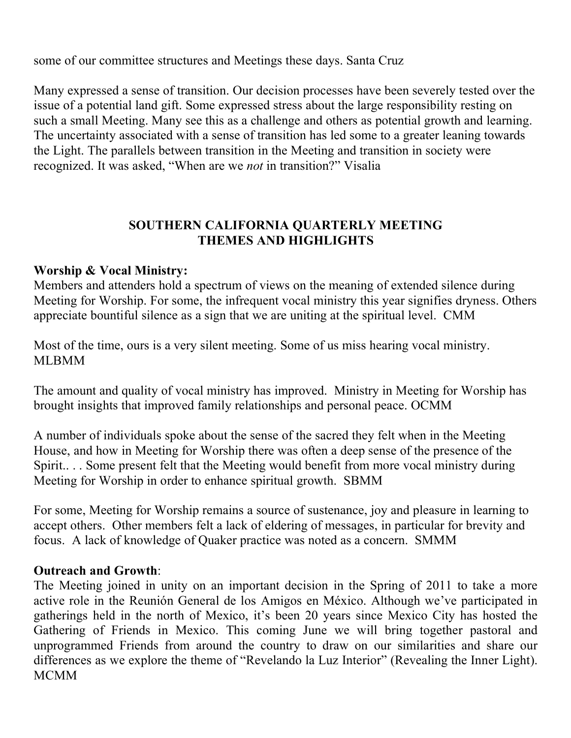some of our committee structures and Meetings these days. Santa Cruz

Many expressed a sense of transition. Our decision processes have been severely tested over the issue of a potential land gift. Some expressed stress about the large responsibility resting on such a small Meeting. Many see this as a challenge and others as potential growth and learning. The uncertainty associated with a sense of transition has led some to a greater leaning towards the Light. The parallels between transition in the Meeting and transition in society were recognized. It was asked, "When are we *not* in transition?" Visalia

## SOUTHERN CALIFORNIA QUARTERLY MEETING THEMES AND HIGHLIGHTS

**Worship & Vocal Ministry:**
Members and attenders hold a spectrum of views on the meaning of extended silence during Meeting for Worship. For some, the infrequent vocal ministry this year signifies dryness. Others appreciate bountiful silence as a sign that we are uniting at the spiritual level. CMM

Most of the time, ours is a very silent meeting. Some of us miss hearing vocal ministry. MLBMM

The amount and quality of vocal ministry has improved. Ministry in Meeting for Worship has brought insights that improved family relationships and personal peace. OCMM

A number of individuals spoke about the sense of the sacred they felt when in the Meeting House, and how in Meeting for Worship there was often a deep sense of the presence of the Spirit.. . . Some present felt that the Meeting would benefit from more vocal ministry during Meeting for Worship in order to enhance spiritual growth. SBMM

For some, Meeting for Worship remains a source of sustenance, joy and pleasure in learning to accept others. Other members felt a lack of eldering of messages, in particular for brevity and focus. A lack of knowledge of Quaker practice was noted as a concern. SMMM

**Outreach and Growth**:
The Meeting joined in unity on an important decision in the Spring of 2011 to take a more active role in the Reunión General de los Amigos en México. Although we've participated in gatherings held in the north of Mexico, it's been 20 years since Mexico City has hosted the Gathering of Friends in Mexico. This coming June we will bring together pastoral and unprogrammed Friends from around the country to draw on our similarities and share our differences as we explore the theme of "Revelando la Luz Interior" (Revealing the Inner Light). MCMM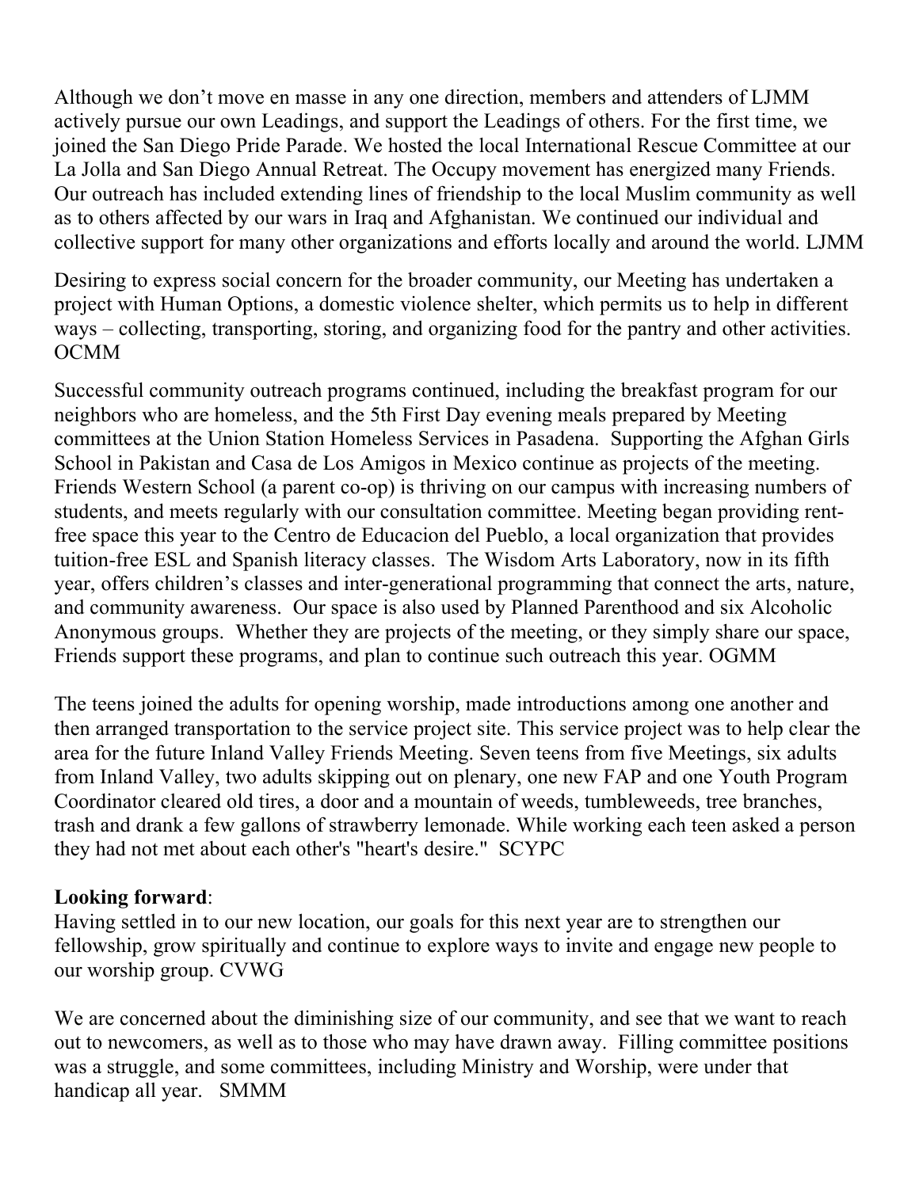Although we don't move en masse in any one direction, members and attenders of LJMM actively pursue our own Leadings, and support the Leadings of others. For the first time, we joined the San Diego Pride Parade. We hosted the local International Rescue Committee at our La Jolla and San Diego Annual Retreat. The Occupy movement has energized many Friends. Our outreach has included extending lines of friendship to the local Muslim community as well as to others affected by our wars in Iraq and Afghanistan. We continued our individual and collective support for many other organizations and efforts locally and around the world. LJMM

Desiring to express social concern for the broader community, our Meeting has undertaken a project with Human Options, a domestic violence shelter, which permits us to help in different ways – collecting, transporting, storing, and organizing food for the pantry and other activities. OCMM

Successful community outreach programs continued, including the breakfast program for our neighbors who are homeless, and the 5th First Day evening meals prepared by Meeting committees at the Union Station Homeless Services in Pasadena. Supporting the Afghan Girls School in Pakistan and Casa de Los Amigos in Mexico continue as projects of the meeting. Friends Western School (a parent co-op) is thriving on our campus with increasing numbers of students, and meets regularly with our consultation committee. Meeting began providing rent-free space this year to the Centro de Educacion del Pueblo, a local organization that provides tuition-free ESL and Spanish literacy classes. The Wisdom Arts Laboratory, now in its fifth year, offers children's classes and inter-generational programming that connect the arts, nature, and community awareness. Our space is also used by Planned Parenthood and six Alcoholic Anonymous groups. Whether they are projects of the meeting, or they simply share our space, Friends support these programs, and plan to continue such outreach this year. OGMM

The teens joined the adults for opening worship, made introductions among one another and then arranged transportation to the service project site. This service project was to help clear the area for the future Inland Valley Friends Meeting. Seven teens from five Meetings, six adults from Inland Valley, two adults skipping out on plenary, one new FAP and one Youth Program Coordinator cleared old tires, a door and a mountain of weeds, tumbleweeds, tree branches, trash and drank a few gallons of strawberry lemonade. While working each teen asked a person they had not met about each other's "heart's desire." SCYPC

**Looking forward**:
Having settled in to our new location, our goals for this next year are to strengthen our fellowship, grow spiritually and continue to explore ways to invite and engage new people to our worship group. CVWG

We are concerned about the diminishing size of our community, and see that we want to reach out to newcomers, as well as to those who may have drawn away. Filling committee positions was a struggle, and some committees, including Ministry and Worship, were under that handicap all year. SMMM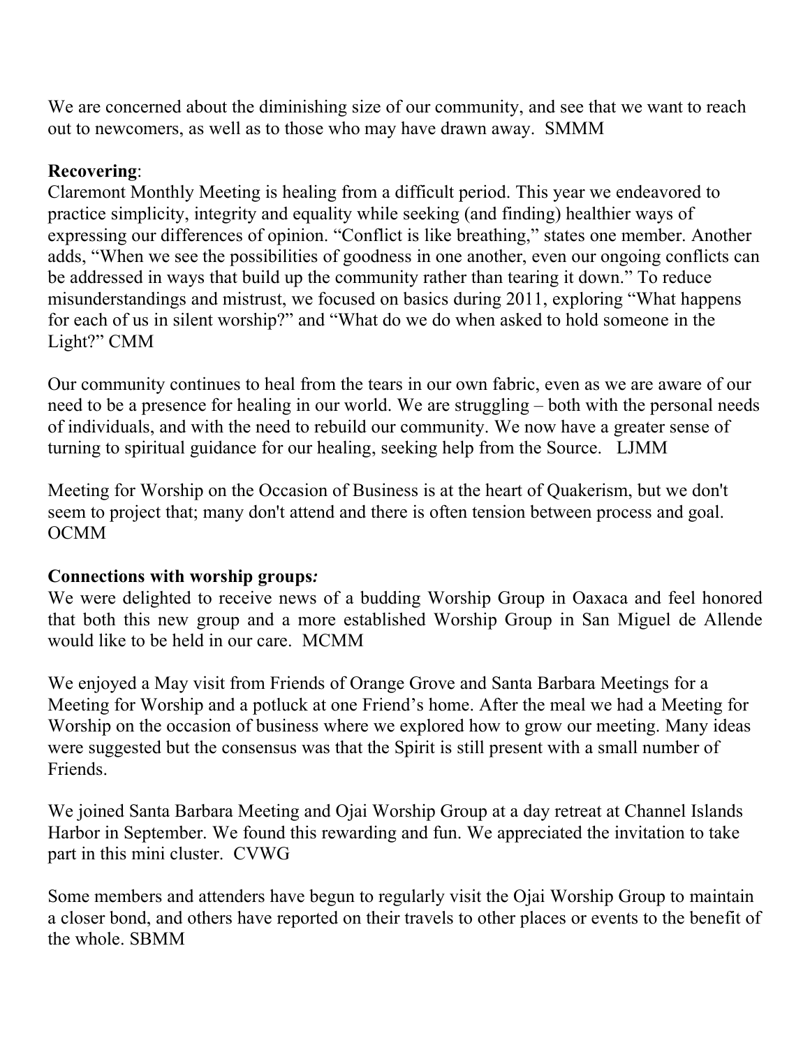We are concerned about the diminishing size of our community, and see that we want to reach out to newcomers, as well as to those who may have drawn away.  SMMM

**Recovering**:
Claremont Monthly Meeting is healing from a difficult period. This year we endeavored to practice simplicity, integrity and equality while seeking (and finding) healthier ways of expressing our differences of opinion. "Conflict is like breathing," states one member. Another adds, "When we see the possibilities of goodness in one another, even our ongoing conflicts can be addressed in ways that build up the community rather than tearing it down." To reduce misunderstandings and mistrust, we focused on basics during 2011, exploring "What happens for each of us in silent worship?" and "What do we do when asked to hold someone in the Light?" CMM

Our community continues to heal from the tears in our own fabric, even as we are aware of our need to be a presence for healing in our world. We are struggling – both with the personal needs of individuals, and with the need to rebuild our community. We now have a greater sense of turning to spiritual guidance for our healing, seeking help from the Source.   LJMM

Meeting for Worship on the Occasion of Business is at the heart of Quakerism, but we don't seem to project that; many don't attend and there is often tension between process and goal. OCMM

**Connections with worship groups*:***
We were delighted to receive news of a budding Worship Group in Oaxaca and feel honored that both this new group and a more established Worship Group in San Miguel de Allende would like to be held in our care.  MCMM

We enjoyed a May visit from Friends of Orange Grove and Santa Barbara Meetings for a Meeting for Worship and a potluck at one Friend's home. After the meal we had a Meeting for Worship on the occasion of business where we explored how to grow our meeting. Many ideas were suggested but the consensus was that the Spirit is still present with a small number of Friends.

We joined Santa Barbara Meeting and Ojai Worship Group at a day retreat at Channel Islands Harbor in September. We found this rewarding and fun. We appreciated the invitation to take part in this mini cluster.  CVWG

Some members and attenders have begun to regularly visit the Ojai Worship Group to maintain a closer bond, and others have reported on their travels to other places or events to the benefit of the whole. SBMM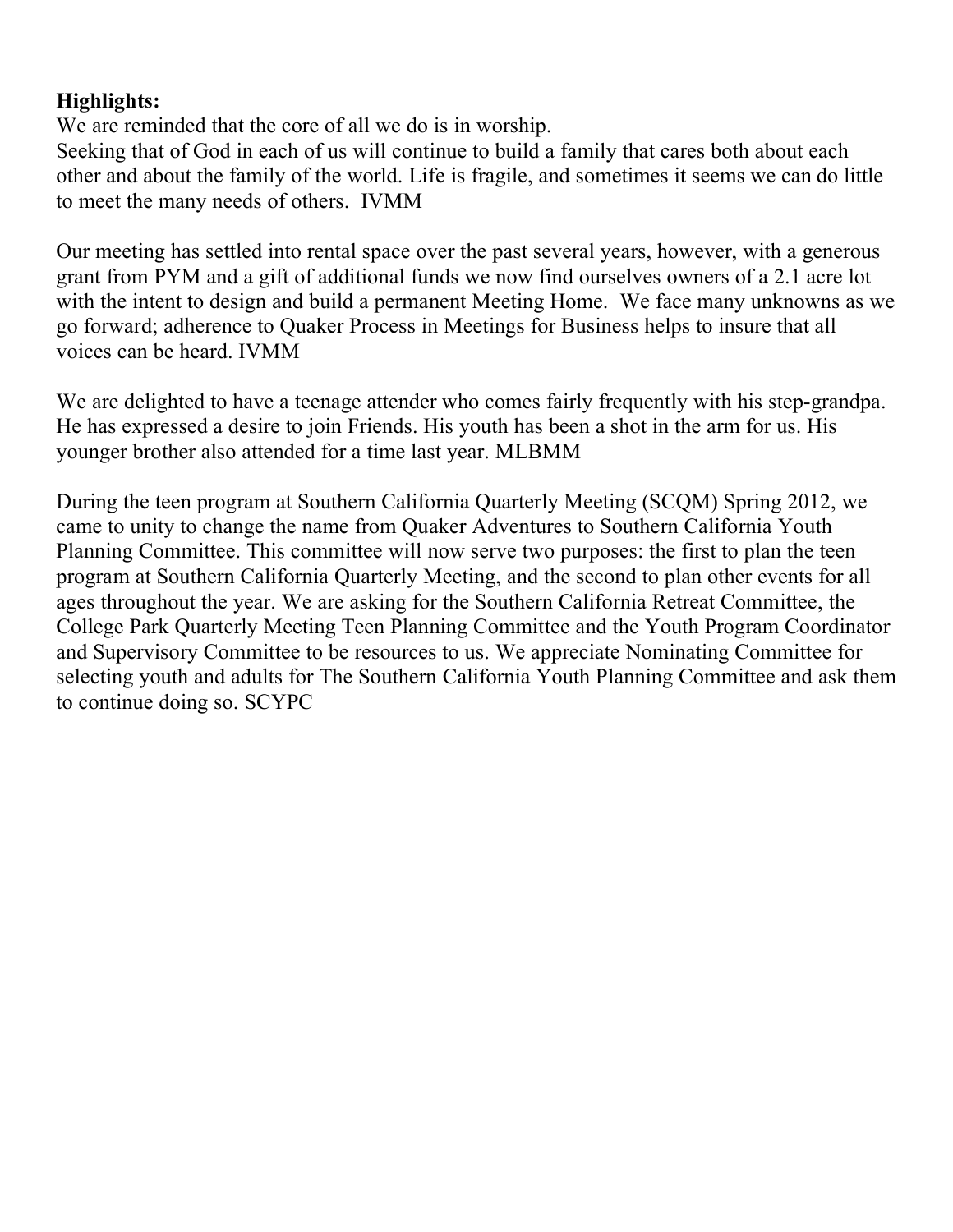**Highlights:**

We are reminded that the core of all we do is in worship.
Seeking that of God in each of us will continue to build a family that cares both about each other and about the family of the world. Life is fragile, and sometimes it seems we can do little to meet the many needs of others. IVMM

Our meeting has settled into rental space over the past several years, however, with a generous grant from PYM and a gift of additional funds we now find ourselves owners of a 2.1 acre lot with the intent to design and build a permanent Meeting Home. We face many unknowns as we go forward; adherence to Quaker Process in Meetings for Business helps to insure that all voices can be heard. IVMM

We are delighted to have a teenage attender who comes fairly frequently with his step-grandpa. He has expressed a desire to join Friends. His youth has been a shot in the arm for us. His younger brother also attended for a time last year. MLBMM

During the teen program at Southern California Quarterly Meeting (SCQM) Spring 2012, we came to unity to change the name from Quaker Adventures to Southern California Youth Planning Committee. This committee will now serve two purposes: the first to plan the teen program at Southern California Quarterly Meeting, and the second to plan other events for all ages throughout the year. We are asking for the Southern California Retreat Committee, the College Park Quarterly Meeting Teen Planning Committee and the Youth Program Coordinator and Supervisory Committee to be resources to us. We appreciate Nominating Committee for selecting youth and adults for The Southern California Youth Planning Committee and ask them to continue doing so. SCYPC